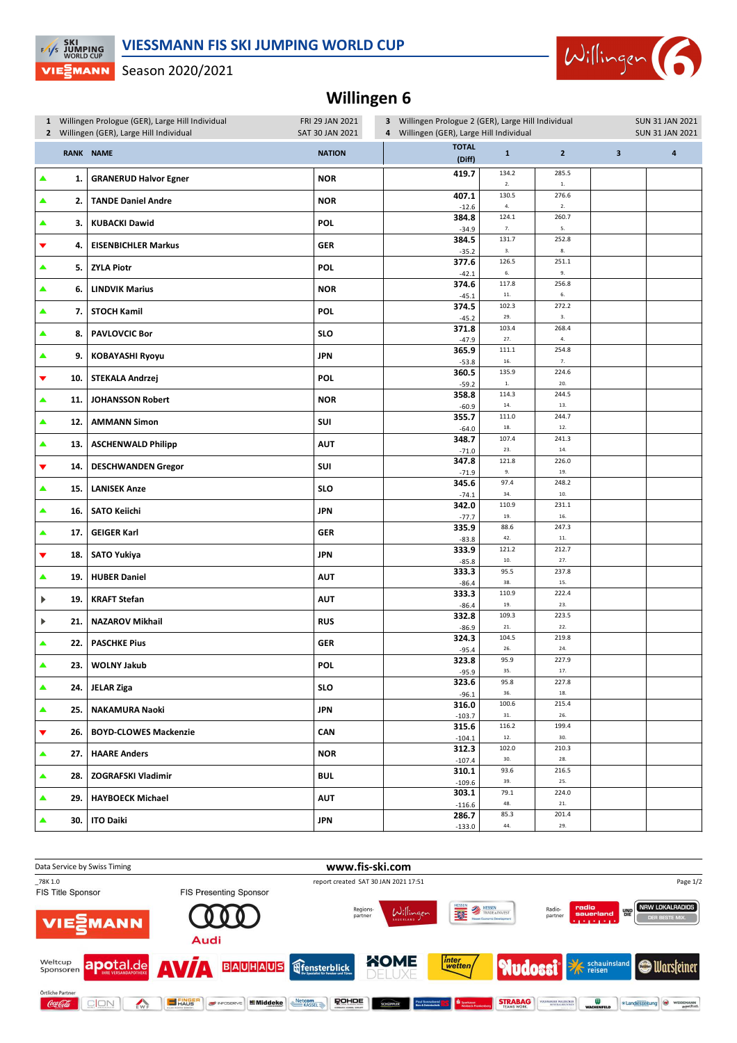# VIESSMANN FIS SKI JUMPING WORLD CUP

Season 2020/2021

## Willingen 6

| | | |
|---|---|---|
| 1 | Willingen Prologue (GER), Large Hill Individual | FRI 29 JAN 2021 |
| 2 | Willingen (GER), Large Hill Individual | SAT 30 JAN 2021 |
| 3 | Willingen Prologue 2 (GER), Large Hill Individual | SUN 31 JAN 2021 |
| 4 | Willingen (GER), Large Hill Individual | SUN 31 JAN 2021 |

| | RANK | NAME | NATION | TOTAL (Diff) | 1 | 2 | 3 | 4 |
|---|---|---|---|---|---|---|---|---|
| ▲ | 1. | GRANERUD Halvor Egner | NOR | 419.7 | 134.2 2. | 285.5 1. | | |
| ▲ | 2. | TANDE Daniel Andre | NOR | 407.1 -12.6 | 130.5 4. | 276.6 2. | | |
| ▲ | 3. | KUBACKI Dawid | POL | 384.8 -34.9 | 124.1 7. | 260.7 5. | | |
| ▼ | 4. | EISENBICHLER Markus | GER | 384.5 -35.2 | 131.7 3. | 252.8 8. | | |
| ▲ | 5. | ZYLA Piotr | POL | 377.6 -42.1 | 126.5 6. | 251.1 9. | | |
| ▲ | 6. | LINDVIK Marius | NOR | 374.6 -45.1 | 117.8 11. | 256.8 6. | | |
| ▲ | 7. | STOCH Kamil | POL | 374.5 -45.2 | 102.3 29. | 272.2 3. | | |
| ▲ | 8. | PAVLOVCIC Bor | SLO | 371.8 -47.9 | 103.4 27. | 268.4 4. | | |
| ▲ | 9. | KOBAYASHI Ryoyu | JPN | 365.9 -53.8 | 111.1 16. | 254.8 7. | | |
| ▼ | 10. | STEKALA Andrzej | POL | 360.5 -59.2 | 135.9 1. | 224.6 20. | | |
| ▲ | 11. | JOHANSSON Robert | NOR | 358.8 -60.9 | 114.3 14. | 244.5 13. | | |
| ▲ | 12. | AMMANN Simon | SUI | 355.7 -64.0 | 111.0 18. | 244.7 12. | | |
| ▲ | 13. | ASCHENWALD Philipp | AUT | 348.7 -71.0 | 107.4 23. | 241.3 14. | | |
| ▼ | 14. | DESCHWANDEN Gregor | SUI | 347.8 -71.9 | 121.8 9. | 226.0 19. | | |
| ▲ | 15. | LANISEK Anze | SLO | 345.6 -74.1 | 97.4 34. | 248.2 10. | | |
| ▲ | 16. | SATO Keiichi | JPN | 342.0 -77.7 | 110.9 19. | 231.1 16. | | |
| ▲ | 17. | GEIGER Karl | GER | 335.9 -83.8 | 88.6 42. | 247.3 11. | | |
| ▼ | 18. | SATO Yukiya | JPN | 333.9 -85.8 | 121.2 10. | 212.7 27. | | |
| ▲ | 19. | HUBER Daniel | AUT | 333.3 -86.4 | 95.5 38. | 237.8 15. | | |
| ▶ | 19. | KRAFT Stefan | AUT | 333.3 -86.4 | 110.9 19. | 222.4 23. | | |
| ▶ | 21. | NAZAROV Mikhail | RUS | 332.8 -86.9 | 109.3 21. | 223.5 22. | | |
| ▲ | 22. | PASCHKE Pius | GER | 324.3 -95.4 | 104.5 26. | 219.8 24. | | |
| ▲ | 23. | WOLNY Jakub | POL | 323.8 -95.9 | 95.9 35. | 227.9 17. | | |
| ▲ | 24. | JELAR Ziga | SLO | 323.6 -96.1 | 95.8 36. | 227.8 18. | | |
| ▲ | 25. | NAKAMURA Naoki | JPN | 316.0 -103.7 | 100.6 31. | 215.4 26. | | |
| ▼ | 26. | BOYD-CLOWES Mackenzie | CAN | 315.6 -104.1 | 116.2 12. | 199.4 30. | | |
| ▲ | 27. | HAARE Anders | NOR | 312.3 -107.4 | 102.0 30. | 210.3 28. | | |
| ▲ | 28. | ZOGRAFSKI Vladimir | BUL | 310.1 -109.6 | 93.6 39. | 216.5 25. | | |
| ▲ | 29. | HAYBOECK Michael | AUT | 303.1 -116.6 | 79.1 48. | 224.0 21. | | |
| ▲ | 30. | ITO Daiki | JPN | 286.7 -133.0 | 85.3 44. | 201.4 29. | | |

Data Service by Swiss Timing — www.fis-ski.com

_78K 1.0 — report created SAT 30 JAN 2021 17:51

FIS Title Sponsor: VIESSMANN — FIS Presenting Sponsor: Audi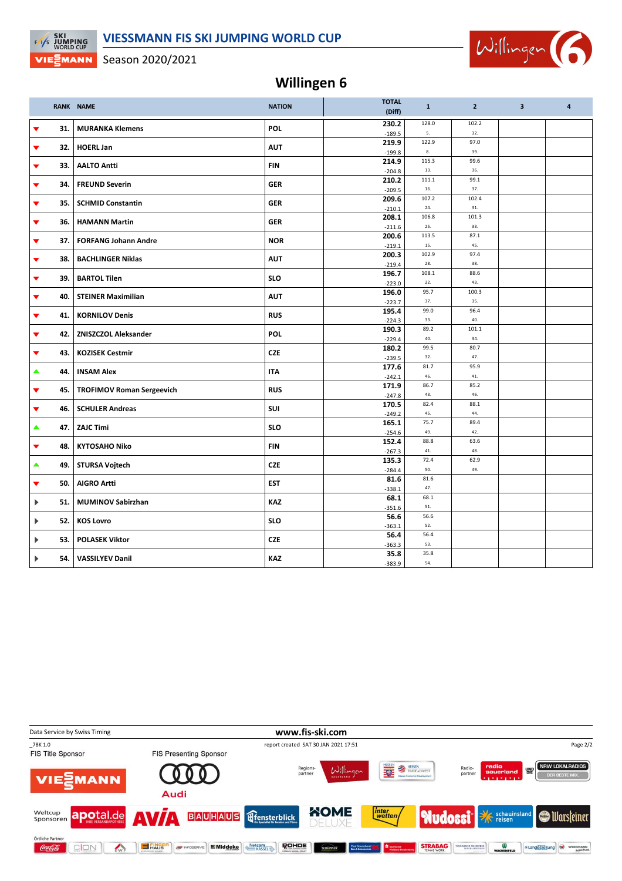# Willingen 6

| | RANK | NAME | NATION | TOTAL (Diff) | 1 | 2 | 3 | 4 |
|---|---|---|---|---|---|---|---|---|
| ▼ | 31. | MURANKA Klemens | POL | 230.2 -189.5 | 128.0 5. | 102.2 32. | | |
| ▼ | 32. | HOERL Jan | AUT | 219.9 -199.8 | 122.9 8. | 97.0 39. | | |
| ▼ | 33. | AALTO Antti | FIN | 214.9 -204.8 | 115.3 13. | 99.6 36. | | |
| ▼ | 34. | FREUND Severin | GER | 210.2 -209.5 | 111.1 16. | 99.1 37. | | |
| ▼ | 35. | SCHMID Constantin | GER | 209.6 -210.1 | 107.2 24. | 102.4 31. | | |
| ▼ | 36. | HAMANN Martin | GER | 208.1 -211.6 | 106.8 25. | 101.3 33. | | |
| ▼ | 37. | FORFANG Johann Andre | NOR | 200.6 -219.1 | 113.5 15. | 87.1 45. | | |
| ▼ | 38. | BACHLINGER Niklas | AUT | 200.3 -219.4 | 102.9 28. | 97.4 38. | | |
| ▼ | 39. | BARTOL Tilen | SLO | 196.7 -223.0 | 108.1 22. | 88.6 43. | | |
| ▼ | 40. | STEINER Maximilian | AUT | 196.0 -223.7 | 95.7 37. | 100.3 35. | | |
| ▼ | 41. | KORNILOV Denis | RUS | 195.4 -224.3 | 99.0 33. | 96.4 40. | | |
| ▼ | 42. | ZNISZCZOL Aleksander | POL | 190.3 -229.4 | 89.2 40. | 101.1 34. | | |
| ▼ | 43. | KOZISEK Cestmir | CZE | 180.2 -239.5 | 99.5 32. | 80.7 47. | | |
| ▲ | 44. | INSAM Alex | ITA | 177.6 -242.1 | 81.7 46. | 95.9 41. | | |
| ▼ | 45. | TROFIMOV Roman Sergeevich | RUS | 171.9 -247.8 | 86.7 43. | 85.2 46. | | |
| ▼ | 46. | SCHULER Andreas | SUI | 170.5 -249.2 | 82.4 45. | 88.1 44. | | |
| ▲ | 47. | ZAJC Timi | SLO | 165.1 -254.6 | 75.7 49. | 89.4 42. | | |
| ▼ | 48. | KYTOSAHO Niko | FIN | 152.4 -267.3 | 88.8 41. | 63.6 48. | | |
| ▲ | 49. | STURSA Vojtech | CZE | 135.3 -284.4 | 72.4 50. | 62.9 49. | | |
| ▼ | 50. | AIGRO Artti | EST | 81.6 -338.1 | 81.6 47. | | | |
| ▶ | 51. | MUMINOV Sabirzhan | KAZ | 68.1 -351.6 | 68.1 51. | | | |
| ▶ | 52. | KOS Lovro | SLO | 56.6 -363.1 | 56.6 52. | | | |
| ▶ | 53. | POLASEK Viktor | CZE | 56.4 -363.3 | 56.4 53. | | | |
| ▶ | 54. | VASSILYEV Danil | KAZ | 35.8 -383.9 | 35.8 54. | | | |

Data Service by Swiss Timing

www.fis-ski.com

_78K 1.0

report created SAT 30 JAN 2021 17:51